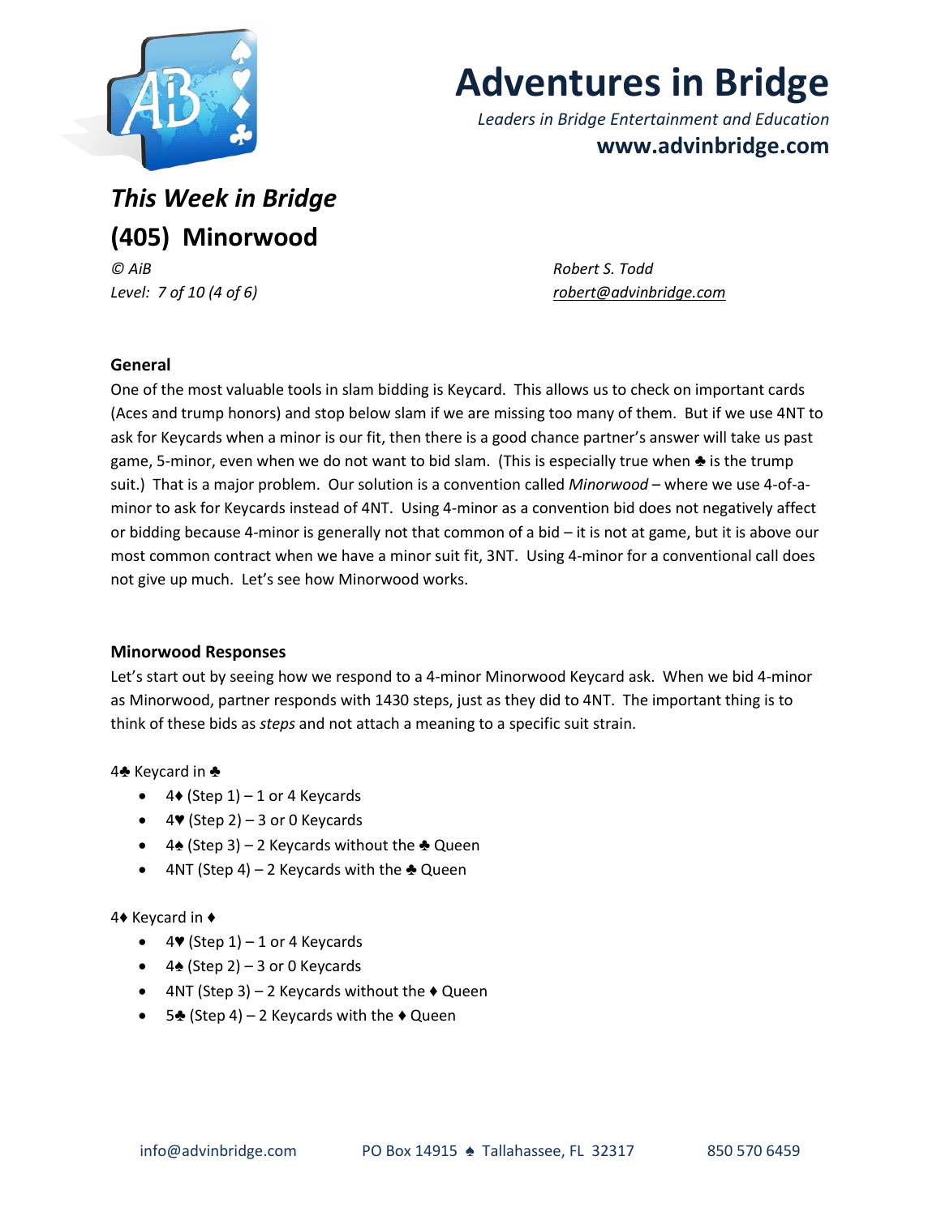# Adventures in Bridge

*Leaders in Bridge Entertainment and Education*

**www.advinbridge.com**

## *This Week in Bridge*

## (405) Minorwood

*© AiB*
*Level: 7 of 10 (4 of 6)*

*Robert S. Todd*
*robert@advinbridge.com*

### General

One of the most valuable tools in slam bidding is Keycard. This allows us to check on important cards (Aces and trump honors) and stop below slam if we are missing too many of them. But if we use 4NT to ask for Keycards when a minor is our fit, then there is a good chance partner's answer will take us past game, 5-minor, even when we do not want to bid slam. (This is especially true when ♣ is the trump suit.) That is a major problem. Our solution is a convention called *Minorwood* – where we use 4-of-a-minor to ask for Keycards instead of 4NT. Using 4-minor as a convention bid does not negatively affect or bidding because 4-minor is generally not that common of a bid – it is not at game, but it is above our most common contract when we have a minor suit fit, 3NT. Using 4-minor for a conventional call does not give up much. Let's see how Minorwood works.

### Minorwood Responses

Let's start out by seeing how we respond to a 4-minor Minorwood Keycard ask. When we bid 4-minor as Minorwood, partner responds with 1430 steps, just as they did to 4NT. The important thing is to think of these bids as *steps* and not attach a meaning to a specific suit strain.

4♣ Keycard in ♣

- 4♦ (Step 1) – 1 or 4 Keycards
- 4♥ (Step 2) – 3 or 0 Keycards
- 4♠ (Step 3) – 2 Keycards without the ♣ Queen
- 4NT (Step 4) – 2 Keycards with the ♣ Queen

4♦ Keycard in ♦

- 4♥ (Step 1) – 1 or 4 Keycards
- 4♠ (Step 2) – 3 or 0 Keycards
- 4NT (Step 3) – 2 Keycards without the ♦ Queen
- 5♣ (Step 4) – 2 Keycards with the ♦ Queen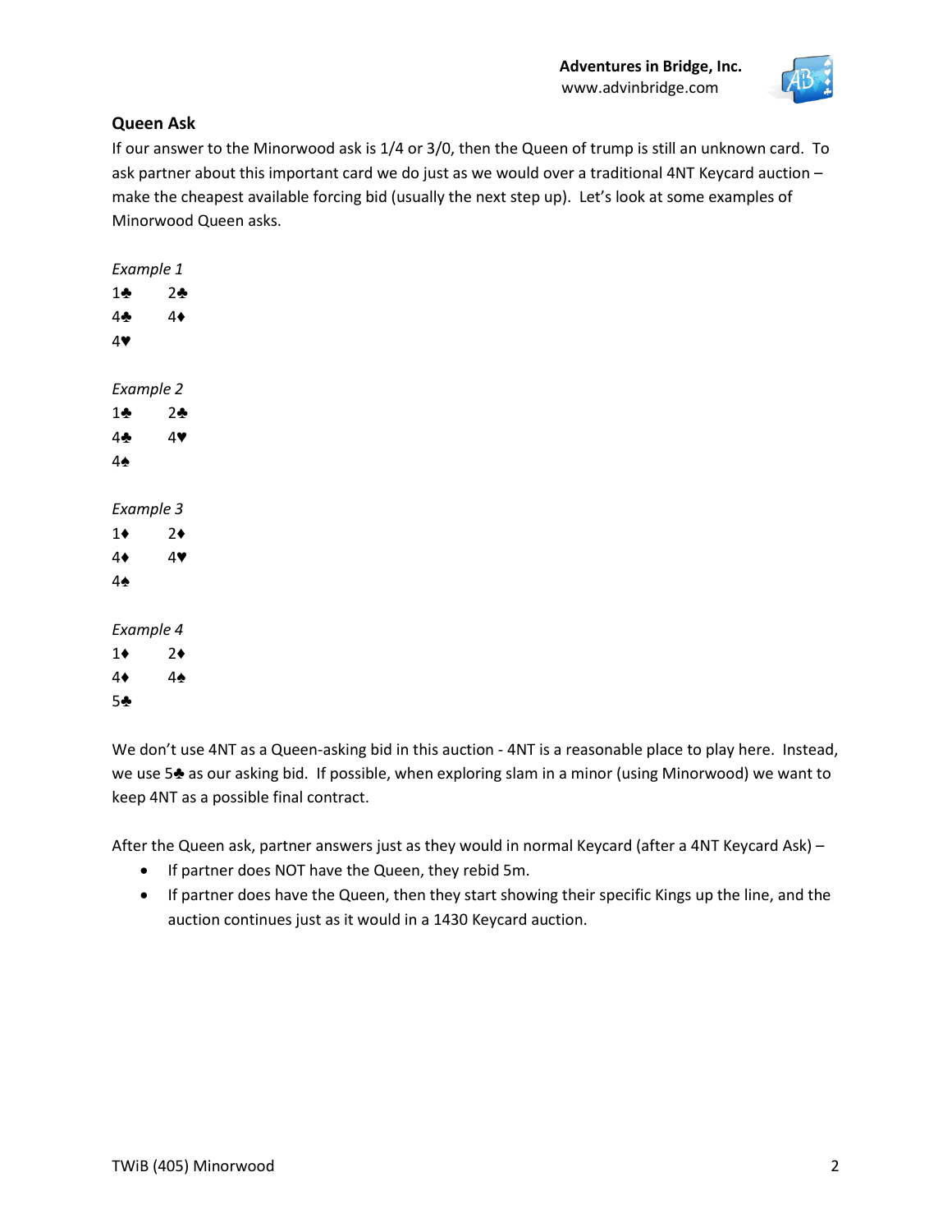## Queen Ask

If our answer to the Minorwood ask is 1/4 or 3/0, then the Queen of trump is still an unknown card. To ask partner about this important card we do just as we would over a traditional 4NT Keycard auction – make the cheapest available forcing bid (usually the next step up). Let's look at some examples of Minorwood Queen asks.

*Example 1*

| | |
|---|---|
| 1♣ | 2♣ |
| 4♣ | 4♦ |
| 4♥ | |

*Example 2*

| | |
|---|---|
| 1♣ | 2♣ |
| 4♣ | 4♥ |
| 4♠ | |

*Example 3*

| | |
|---|---|
| 1♦ | 2♦ |
| 4♦ | 4♥ |
| 4♠ | |

*Example 4*

| | |
|---|---|
| 1♦ | 2♦ |
| 4♦ | 4♠ |
| 5♣ | |

We don't use 4NT as a Queen-asking bid in this auction - 4NT is a reasonable place to play here. Instead, we use 5♣ as our asking bid. If possible, when exploring slam in a minor (using Minorwood) we want to keep 4NT as a possible final contract.

After the Queen ask, partner answers just as they would in normal Keycard (after a 4NT Keycard Ask) –

- If partner does NOT have the Queen, they rebid 5m.
- If partner does have the Queen, then they start showing their specific Kings up the line, and the auction continues just as it would in a 1430 Keycard auction.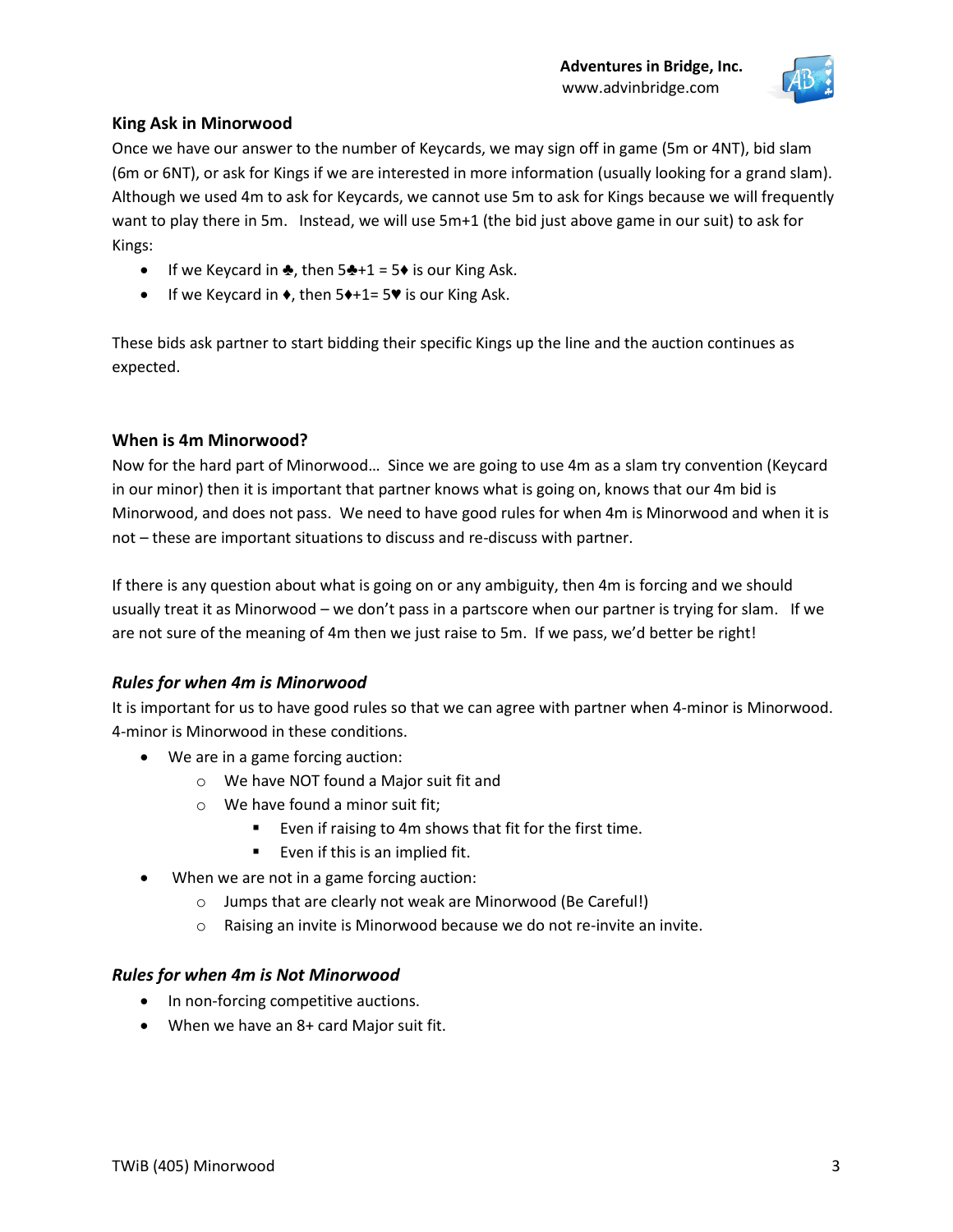### King Ask in Minorwood

Once we have our answer to the number of Keycards, we may sign off in game (5m or 4NT), bid slam (6m or 6NT), or ask for Kings if we are interested in more information (usually looking for a grand slam). Although we used 4m to ask for Keycards, we cannot use 5m to ask for Kings because we will frequently want to play there in 5m. Instead, we will use 5m+1 (the bid just above game in our suit) to ask for Kings:

- If we Keycard in ♣, then 5♣+1 = 5♦ is our King Ask.
- If we Keycard in ♦, then 5♦+1= 5♥ is our King Ask.

These bids ask partner to start bidding their specific Kings up the line and the auction continues as expected.

### When is 4m Minorwood?

Now for the hard part of Minorwood… Since we are going to use 4m as a slam try convention (Keycard in our minor) then it is important that partner knows what is going on, knows that our 4m bid is Minorwood, and does not pass. We need to have good rules for when 4m is Minorwood and when it is not – these are important situations to discuss and re-discuss with partner.

If there is any question about what is going on or any ambiguity, then 4m is forcing and we should usually treat it as Minorwood – we don't pass in a partscore when our partner is trying for slam. If we are not sure of the meaning of 4m then we just raise to 5m. If we pass, we'd better be right!

#### *Rules for when 4m is Minorwood*

It is important for us to have good rules so that we can agree with partner when 4-minor is Minorwood. 4-minor is Minorwood in these conditions.

- We are in a game forcing auction:
  - We have NOT found a Major suit fit and
  - We have found a minor suit fit;
    - Even if raising to 4m shows that fit for the first time.
    - Even if this is an implied fit.
- When we are not in a game forcing auction:
  - Jumps that are clearly not weak are Minorwood (Be Careful!)
  - Raising an invite is Minorwood because we do not re-invite an invite.

#### *Rules for when 4m is Not Minorwood*

- In non-forcing competitive auctions.
- When we have an 8+ card Major suit fit.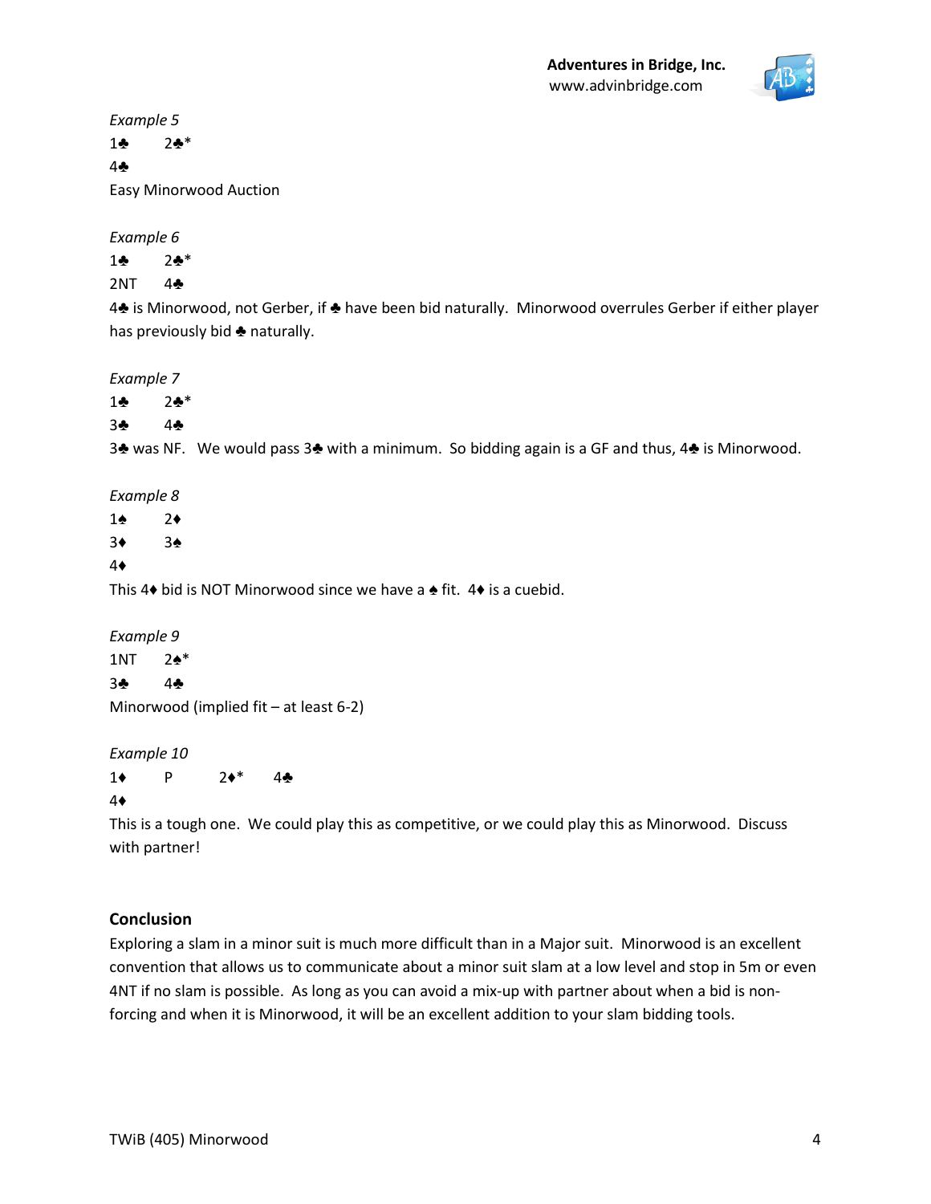*Example 5*

1♣ 2♣*

4♣

Easy Minorwood Auction

*Example 6*

1♣ 2♣*

2NT 4♣

4♣ is Minorwood, not Gerber, if ♣ have been bid naturally. Minorwood overrules Gerber if either player has previously bid ♣ naturally.

*Example 7*

1♣ 2♣*

3♣ 4♣

3♣ was NF. We would pass 3♣ with a minimum. So bidding again is a GF and thus, 4♣ is Minorwood.

*Example 8*

1♠ 2♦

3♦ 3♠

4♦

This 4♦ bid is NOT Minorwood since we have a ♠ fit. 4♦ is a cuebid.

*Example 9*

1NT 2♠*

3♣ 4♣

Minorwood (implied fit – at least 6-2)

*Example 10*

1♦ P 2♦* 4♣

4♦

This is a tough one. We could play this as competitive, or we could play this as Minorwood. Discuss with partner!

**Conclusion**

Exploring a slam in a minor suit is much more difficult than in a Major suit. Minorwood is an excellent convention that allows us to communicate about a minor suit slam at a low level and stop in 5m or even 4NT if no slam is possible. As long as you can avoid a mix-up with partner about when a bid is non-forcing and when it is Minorwood, it will be an excellent addition to your slam bidding tools.